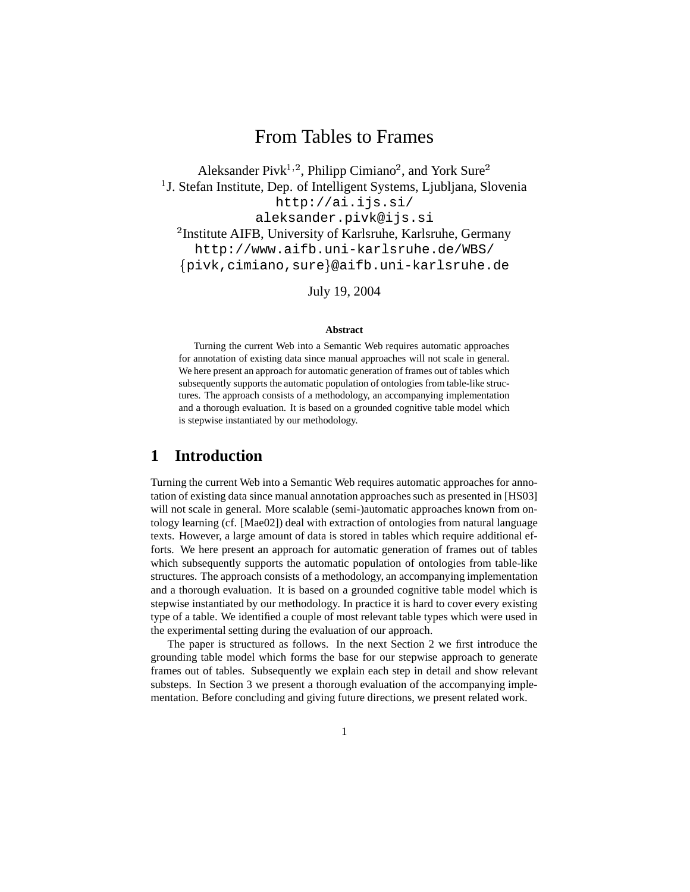# From Tables to Frames

Aleksander Pivk[1,2], Philipp Cimiano[2], and York Sure[2]

[1]J. Stefan Institute, Dep. of Intelligent Systems, Ljubljana, Slovenia
http://ai.ijs.si/
aleksander.pivk@ijs.si

[2]Institute AIFB, University of Karlsruhe, Karlsruhe, Germany
http://www.aifb.uni-karlsruhe.de/WBS/
{pivk,cimiano,sure}@aifb.uni-karlsruhe.de

July 19, 2004

**Abstract**

Turning the current Web into a Semantic Web requires automatic approaches for annotation of existing data since manual approaches will not scale in general. We here present an approach for automatic generation of frames out of tables which subsequently supports the automatic population of ontologies from table-like structures. The approach consists of a methodology, an accompanying implementation and a thorough evaluation. It is based on a grounded cognitive table model which is stepwise instantiated by our methodology.

## 1 Introduction

Turning the current Web into a Semantic Web requires automatic approaches for annotation of existing data since manual annotation approaches such as presented in [HS03] will not scale in general. More scalable (semi-)automatic approaches known from ontology learning (cf. [Mae02]) deal with extraction of ontologies from natural language texts. However, a large amount of data is stored in tables which require additional efforts. We here present an approach for automatic generation of frames out of tables which subsequently supports the automatic population of ontologies from table-like structures. The approach consists of a methodology, an accompanying implementation and a thorough evaluation. It is based on a grounded cognitive table model which is stepwise instantiated by our methodology. In practice it is hard to cover every existing type of a table. We identified a couple of most relevant table types which were used in the experimental setting during the evaluation of our approach.

The paper is structured as follows. In the next Section 2 we first introduce the grounding table model which forms the base for our stepwise approach to generate frames out of tables. Subsequently we explain each step in detail and show relevant substeps. In Section 3 we present a thorough evaluation of the accompanying implementation. Before concluding and giving future directions, we present related work.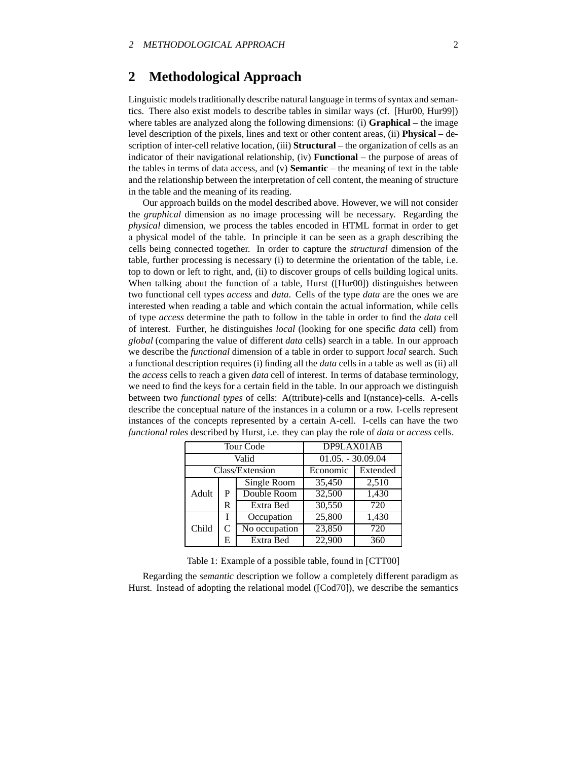## 2 Methodological Approach

Linguistic models traditionally describe natural language in terms of syntax and semantics. There also exist models to describe tables in similar ways (cf. [Hur00, Hur99]) where tables are analyzed along the following dimensions: (i) **Graphical** – the image level description of the pixels, lines and text or other content areas, (ii) **Physical** – description of inter-cell relative location, (iii) **Structural** – the organization of cells as an indicator of their navigational relationship, (iv) **Functional** – the purpose of areas of the tables in terms of data access, and (v) **Semantic** – the meaning of text in the table and the relationship between the interpretation of cell content, the meaning of structure in the table and the meaning of its reading.

Our approach builds on the model described above. However, we will not consider the *graphical* dimension as no image processing will be necessary. Regarding the *physical* dimension, we process the tables encoded in HTML format in order to get a physical model of the table. In principle it can be seen as a graph describing the cells being connected together. In order to capture the *structural* dimension of the table, further processing is necessary (i) to determine the orientation of the table, i.e. top to down or left to right, and, (ii) to discover groups of cells building logical units. When talking about the function of a table, Hurst ([Hur00]) distinguishes between two functional cell types *access* and *data*. Cells of the type *data* are the ones we are interested when reading a table and which contain the actual information, while cells of type *access* determine the path to follow in the table in order to find the *data* cell of interest. Further, he distinguishes *local* (looking for one specific *data* cell) from *global* (comparing the value of different *data* cells) search in a table. In our approach we describe the *functional* dimension of a table in order to support *local* search. Such a functional description requires (i) finding all the *data* cells in a table as well as (ii) all the *access* cells to reach a given *data* cell of interest. In terms of database terminology, we need to find the keys for a certain field in the table. In our approach we distinguish between two *functional types* of cells: A(ttribute)-cells and I(nstance)-cells. A-cells describe the conceptual nature of the instances in a column or a row. I-cells represent instances of the concepts represented by a certain A-cell. I-cells can have the two *functional roles* described by Hurst, i.e. they can play the role of *data* or *access* cells.

| | | | | |
|---|---|---|---|---|
| Tour Code | | | DP9LAX01AB | |
| Valid | | | 01.05. - 30.09.04 | |
| Class/Extension | | | Economic | Extended |
| Adult | P | Single Room | 35,450 | 2,510 |
| | R | Double Room | 32,500 | 1,430 |
| | I | Extra Bed | 30,550 | 720 |
| Child | C | Occupation | 25,800 | 1,430 |
| | E | No occupation | 23,850 | 720 |
| | | Extra Bed | 22,900 | 360 |

Table 1: Example of a possible table, found in [CTT00]

Regarding the *semantic* description we follow a completely different paradigm as Hurst. Instead of adopting the relational model ([Cod70]), we describe the semantics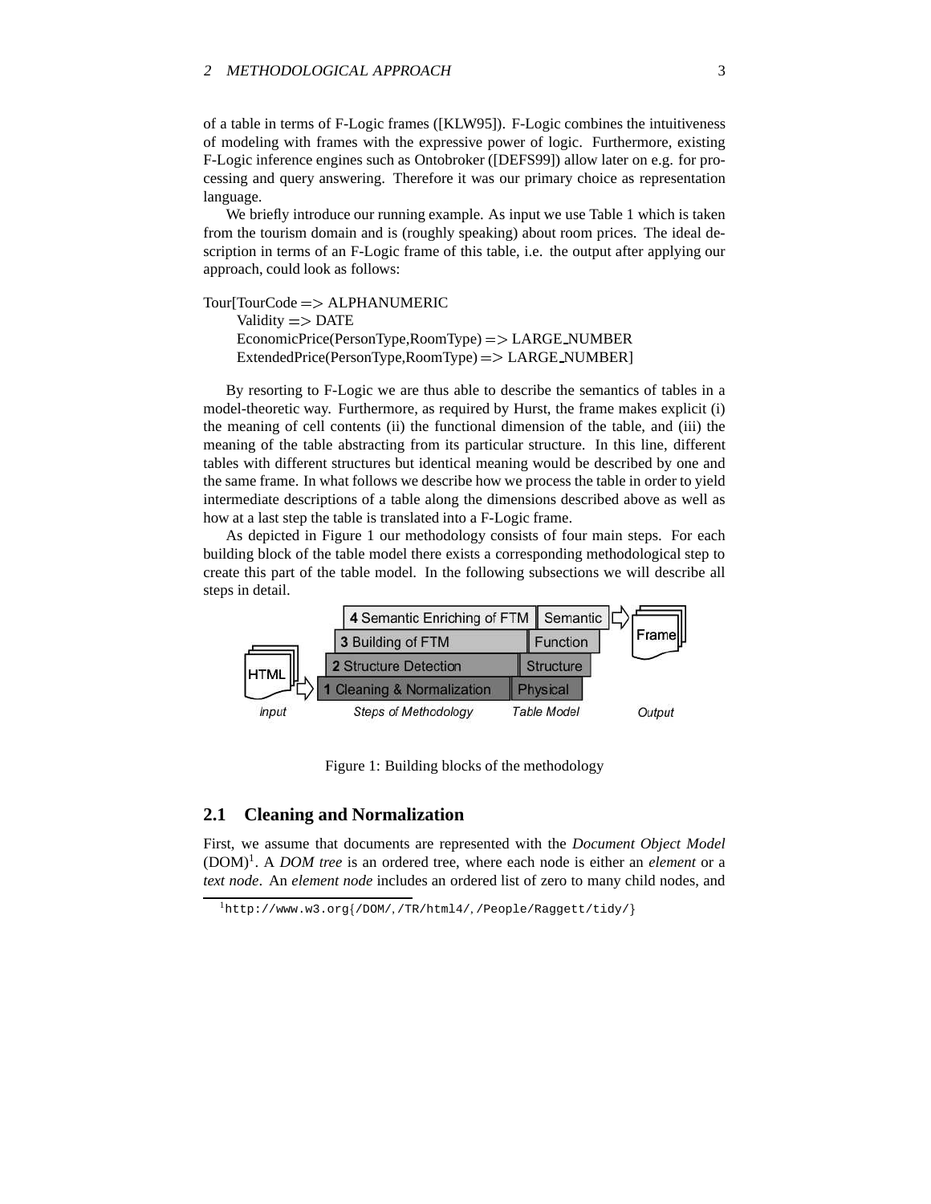of a table in terms of F-Logic frames ([KLW95]). F-Logic combines the intuitiveness of modeling with frames with the expressive power of logic. Furthermore, existing F-Logic inference engines such as Ontobroker ([DEFS99]) allow later on e.g. for processing and query answering. Therefore it was our primary choice as representation language.

We briefly introduce our running example. As input we use Table 1 which is taken from the tourism domain and is (roughly speaking) about room prices. The ideal description in terms of an F-Logic frame of this table, i.e. the output after applying our approach, could look as follows:

```
Tour[TourCode => ALPHANUMERIC
    Validity => DATE
    EconomicPrice(PersonType,RoomType) => LARGE_NUMBER
    ExtendedPrice(PersonType,RoomType) => LARGE_NUMBER]
```

By resorting to F-Logic we are thus able to describe the semantics of tables in a model-theoretic way. Furthermore, as required by Hurst, the frame makes explicit (i) the meaning of cell contents (ii) the functional dimension of the table, and (iii) the meaning of the table abstracting from its particular structure. In this line, different tables with different structures but identical meaning would be described by one and the same frame. In what follows we describe how we process the table in order to yield intermediate descriptions of a table along the dimensions described above as well as how at a last step the table is translated into a F-Logic frame.

As depicted in Figure 1 our methodology consists of four main steps. For each building block of the table model there exists a corresponding methodological step to create this part of the table model. In the following subsections we will describe all steps in detail.

| Input | Steps of Methodology | Table Model | Output |
|---|---|---|---|
| HTML | 4 Semantic Enriching of FTM | Semantic | Frame |
| | 3 Building of FTM | Function | |
| | 2 Structure Detection | Structure | |
| | 1 Cleaning & Normalization | Physical | |

Figure 1: Building blocks of the methodology

## 2.1 Cleaning and Normalization

First, we assume that documents are represented with the *Document Object Model* (DOM)[1]. A *DOM tree* is an ordered tree, where each node is either an *element* or a *text node*. An *element node* includes an ordered list of zero to many child nodes, and

[1] http://www.w3.org{/DOM/,/TR/html4/,/People/Raggett/tidy/}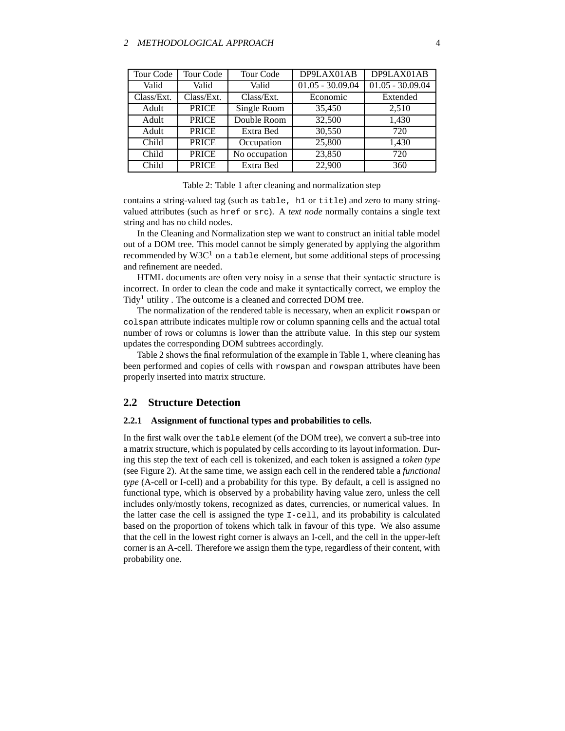| Tour Code | Tour Code | Tour Code | DP9LAX01AB | DP9LAX01AB |
|---|---|---|---|---|
| Valid | Valid | Valid | 01.05 - 30.09.04 | 01.05 - 30.09.04 |
| Class/Ext. | Class/Ext. | Class/Ext. | Economic | Extended |
| Adult | PRICE | Single Room | 35,450 | 2,510 |
| Adult | PRICE | Double Room | 32,500 | 1,430 |
| Adult | PRICE | Extra Bed | 30,550 | 720 |
| Child | PRICE | Occupation | 25,800 | 1,430 |
| Child | PRICE | No occupation | 23,850 | 720 |
| Child | PRICE | Extra Bed | 22,900 | 360 |

Table 2: Table 1 after cleaning and normalization step

contains a string-valued tag (such as `table`, `h1` or `title`) and zero to many string-valued attributes (such as `href` or `src`). A *text node* normally contains a single text string and has no child nodes.

In the Cleaning and Normalization step we want to construct an initial table model out of a DOM tree. This model cannot be simply generated by applying the algorithm recommended by W3C[1] on a `table` element, but some additional steps of processing and refinement are needed.

HTML documents are often very noisy in a sense that their syntactic structure is incorrect. In order to clean the code and make it syntactically correct, we employ the Tidy[1] utility . The outcome is a cleaned and corrected DOM tree.

The normalization of the rendered table is necessary, when an explicit `rowspan` or `colspan` attribute indicates multiple row or column spanning cells and the actual total number of rows or columns is lower than the attribute value. In this step our system updates the corresponding DOM subtrees accordingly.

Table 2 shows the final reformulation of the example in Table 1, where cleaning has been performed and copies of cells with `rowspan` and `rowspan` attributes have been properly inserted into matrix structure.

## 2.2 Structure Detection

### 2.2.1 Assignment of functional types and probabilities to cells.

In the first walk over the `table` element (of the DOM tree), we convert a sub-tree into a matrix structure, which is populated by cells according to its layout information. During this step the text of each cell is tokenized, and each token is assigned a *token type* (see Figure 2). At the same time, we assign each cell in the rendered table a *functional type* (A-cell or I-cell) and a probability for this type. By default, a cell is assigned no functional type, which is observed by a probability having value zero, unless the cell includes only/mostly tokens, recognized as dates, currencies, or numerical values. In the latter case the cell is assigned the type `I-cell`, and its probability is calculated based on the proportion of tokens which talk in favour of this type. We also assume that the cell in the lowest right corner is always an I-cell, and the cell in the upper-left corner is an A-cell. Therefore we assign them the type, regardless of their content, with probability one.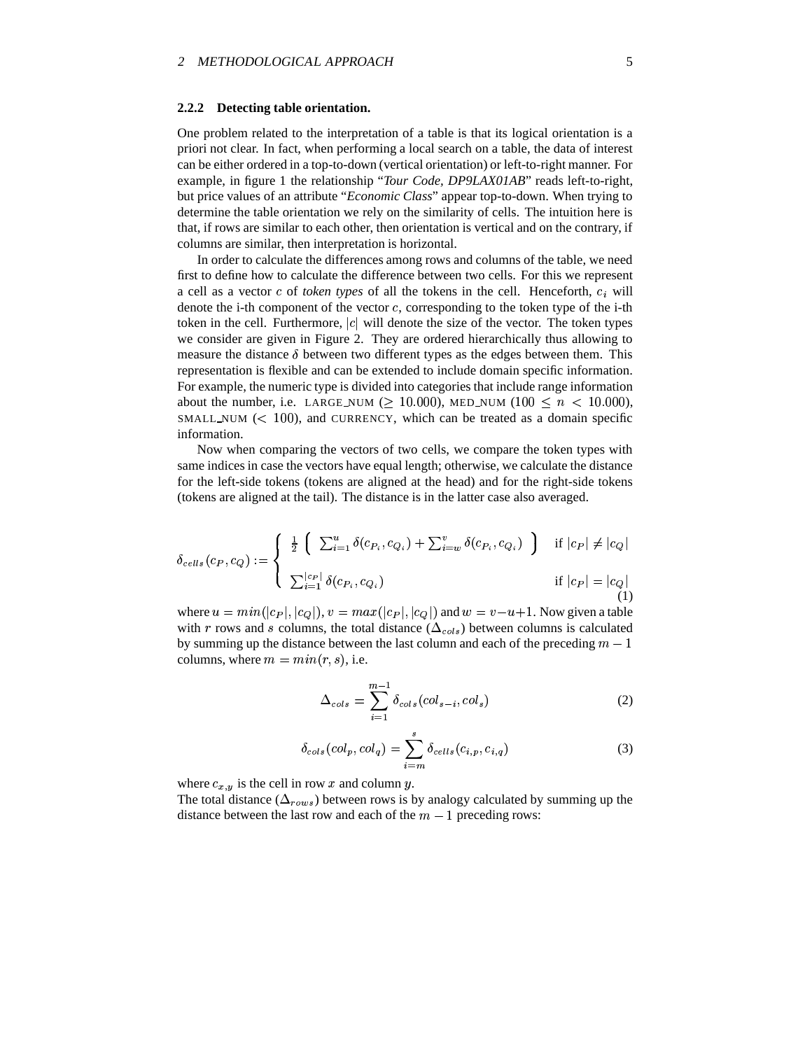### 2.2.2 Detecting table orientation.

One problem related to the interpretation of a table is that its logical orientation is a priori not clear. In fact, when performing a local search on a table, the data of interest can be either ordered in a top-to-down (vertical orientation) or left-to-right manner. For example, in figure 1 the relationship "*Tour Code, DP9LAX01AB*" reads left-to-right, but price values of an attribute "*Economic Class*" appear top-to-down. When trying to determine the table orientation we rely on the similarity of cells. The intuition here is that, if rows are similar to each other, then orientation is vertical and on the contrary, if columns are similar, then interpretation is horizontal.

In order to calculate the differences among rows and columns of the table, we need first to define how to calculate the difference between two cells. For this we represent a cell as a vector $c$ of *token types* of all the tokens in the cell. Henceforth, $c_i$ will denote the i-th component of the vector $c$, corresponding to the token type of the i-th token in the cell. Furthermore, $|c|$ will denote the size of the vector. The token types we consider are given in Figure 2. They are ordered hierarchically thus allowing to measure the distance $\delta$ between two different types as the edges between them. This representation is flexible and can be extended to include domain specific information. For example, the numeric type is divided into categories that include range information about the number, i.e. LARGE_NUM ($\geq 10.000$), MED_NUM ($100 \leq n < 10.000$), SMALL_NUM ($< 100$), and CURRENCY, which can be treated as a domain specific information.

Now when comparing the vectors of two cells, we compare the token types with same indices in case the vectors have equal length; otherwise, we calculate the distance for the left-side tokens (tokens are aligned at the head) and for the right-side tokens (tokens are aligned at the tail). The distance is in the latter case also averaged.

$$
\delta_{cells}(c_P, c_Q) := \begin{cases} \frac{1}{2}\left( \sum_{i=1}^{u} \delta(c_{P_i}, c_{Q_i}) + \sum_{i=w}^{v} \delta(c_{P_i}, c_{Q_i}) \right) & \text{if } |c_P| \neq |c_Q| \\ \sum_{i=1}^{|c_P|} \delta(c_{P_i}, c_{Q_i}) & \text{if } |c_P| = |c_Q| \end{cases} \tag{1}
$$

where $u = min(|c_P|, |c_Q|)$, $v = max(|c_P|, |c_Q|)$ and $w = v - u + 1$. Now given a table with $r$ rows and $s$ columns, the total distance ($\Delta_{cols}$) between columns is calculated by summing up the distance between the last column and each of the preceding $m - 1$ columns, where $m = min(r, s)$, i.e.

$$
\Delta_{cols} = \sum_{i=1}^{m-1} \delta_{cols}(col_{s-i}, col_s) \tag{2}
$$

$$
\delta_{cols}(col_p, col_q) = \sum_{i=m}^{s} \delta_{cells}(c_{i,p}, c_{i,q}) \tag{3}
$$

where $c_{x,y}$ is the cell in row $x$ and column $y$.
The total distance ($\Delta_{rows}$) between rows is by analogy calculated by summing up the distance between the last row and each of the $m - 1$ preceding rows: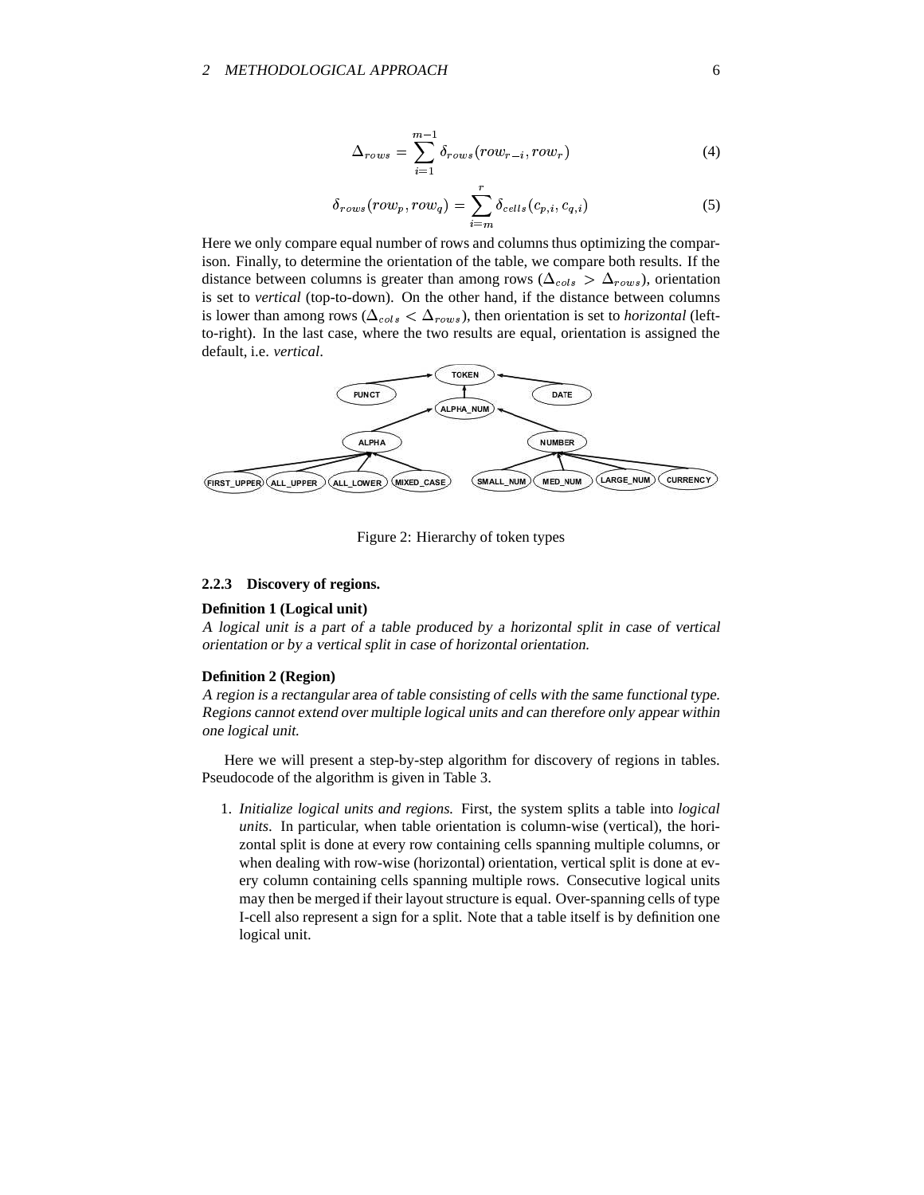$$\Delta_{rows} = \sum_{i=1}^{m-1} \delta_{rows}(row_{r-i}, row_r) \tag{4}$$

$$\delta_{rows}(row_p, row_q) = \sum_{i=m}^{r} \delta_{cells}(c_{p,i}, c_{q,i}) \tag{5}$$

Here we only compare equal number of rows and columns thus optimizing the comparison. Finally, to determine the orientation of the table, we compare both results. If the distance between columns is greater than among rows ($\Delta_{cols} > \Delta_{rows}$), orientation is set to *vertical* (top-to-down). On the other hand, if the distance between columns is lower than among rows ($\Delta_{cols} < \Delta_{rows}$), then orientation is set to *horizontal* (left-to-right). In the last case, where the two results are equal, orientation is assigned the default, i.e. *vertical*.

Figure 2: Hierarchy of token types

#### 2.2.3 Discovery of regions.

**Definition 1 (Logical unit)**
*A logical unit is a part of a table produced by a horizontal split in case of vertical orientation or by a vertical split in case of horizontal orientation.*

**Definition 2 (Region)**
*A region is a rectangular area of table consisting of cells with the same functional type. Regions cannot extend over multiple logical units and can therefore only appear within one logical unit.*

Here we will present a step-by-step algorithm for discovery of regions in tables. Pseudocode of the algorithm is given in Table 3.

1. *Initialize logical units and regions.* First, the system splits a table into *logical units*. In particular, when table orientation is column-wise (vertical), the horizontal split is done at every row containing cells spanning multiple columns, or when dealing with row-wise (horizontal) orientation, vertical split is done at every column containing cells spanning multiple rows. Consecutive logical units may then be merged if their layout structure is equal. Over-spanning cells of type I-cell also represent a sign for a split. Note that a table itself is by definition one logical unit.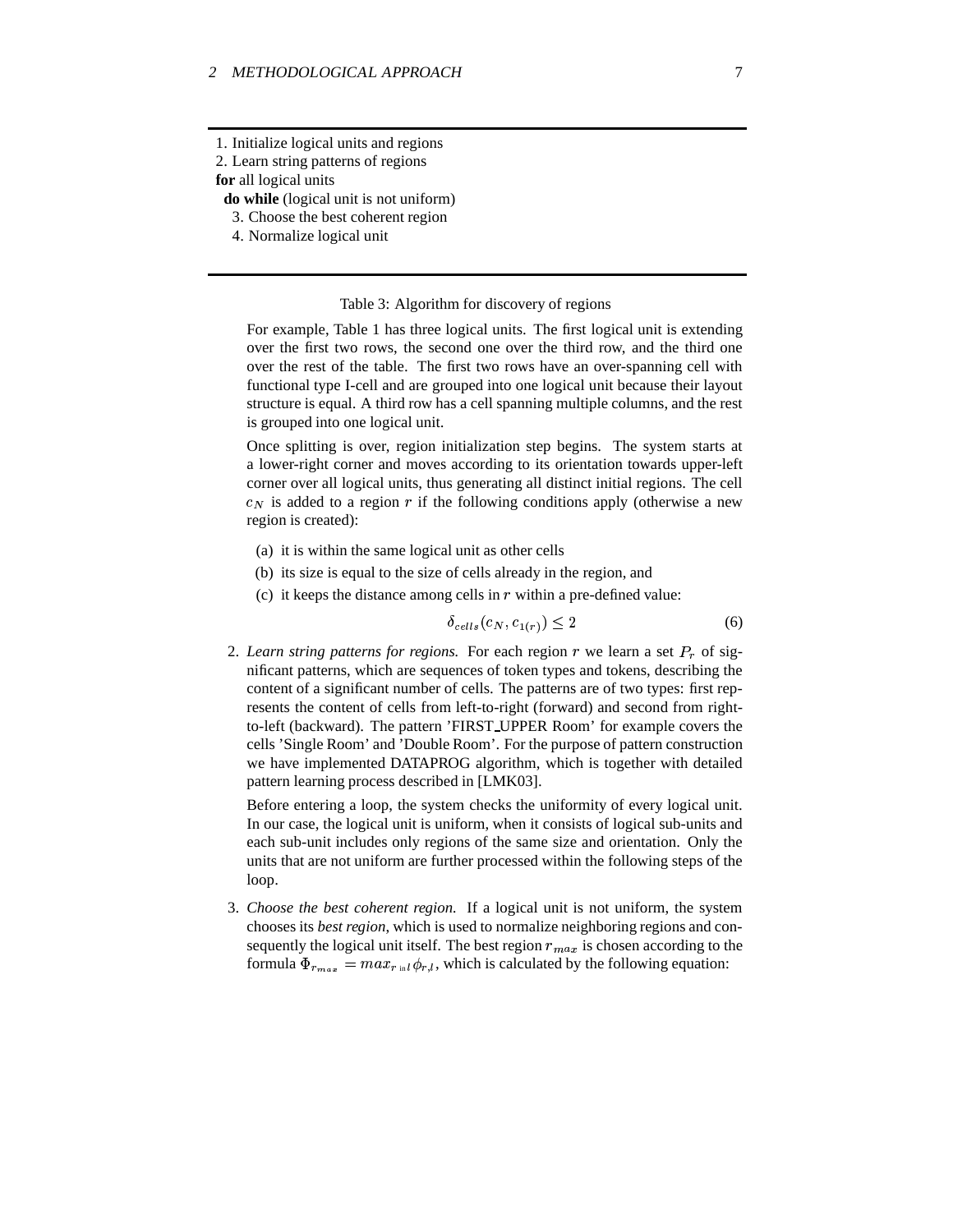```
1. Initialize logical units and regions
2. Learn string patterns of regions
for all logical units
  do while (logical unit is not uniform)
    3. Choose the best coherent region
    4. Normalize logical unit
```

Table 3: Algorithm for discovery of regions

For example, Table 1 has three logical units. The first logical unit is extending over the first two rows, the second one over the third row, and the third one over the rest of the table. The first two rows have an over-spanning cell with functional type I-cell and are grouped into one logical unit because their layout structure is equal. A third row has a cell spanning multiple columns, and the rest is grouped into one logical unit.

Once splitting is over, region initialization step begins. The system starts at a lower-right corner and moves according to its orientation towards upper-left corner over all logical units, thus generating all distinct initial regions. The cell $c_N$ is added to a region $r$ if the following conditions apply (otherwise a new region is created):

(a) it is within the same logical unit as other cells

(b) its size is equal to the size of cells already in the region, and

(c) it keeps the distance among cells in $r$ within a pre-defined value:

$$\delta_{cells}(c_N, c_{1(r)}) \leq 2 \tag{6}$$

2. *Learn string patterns for regions.* For each region $r$ we learn a set $P_r$ of significant patterns, which are sequences of token types and tokens, describing the content of a significant number of cells. The patterns are of two types: first represents the content of cells from left-to-right (forward) and second from right-to-left (backward). The pattern 'FIRST_UPPER Room' for example covers the cells 'Single Room' and 'Double Room'. For the purpose of pattern construction we have implemented DATAPROG algorithm, which is together with detailed pattern learning process described in [LMK03].

   Before entering a loop, the system checks the uniformity of every logical unit. In our case, the logical unit is uniform, when it consists of logical sub-units and each sub-unit includes only regions of the same size and orientation. Only the units that are not uniform are further processed within the following steps of the loop.

3. *Choose the best coherent region.* If a logical unit is not uniform, the system chooses its *best region*, which is used to normalize neighboring regions and consequently the logical unit itself. The best region $r_{max}$ is chosen according to the formula $\Phi_{r_{max}} = max_{r \text{ in } l}\, \phi_{r,l}$, which is calculated by the following equation: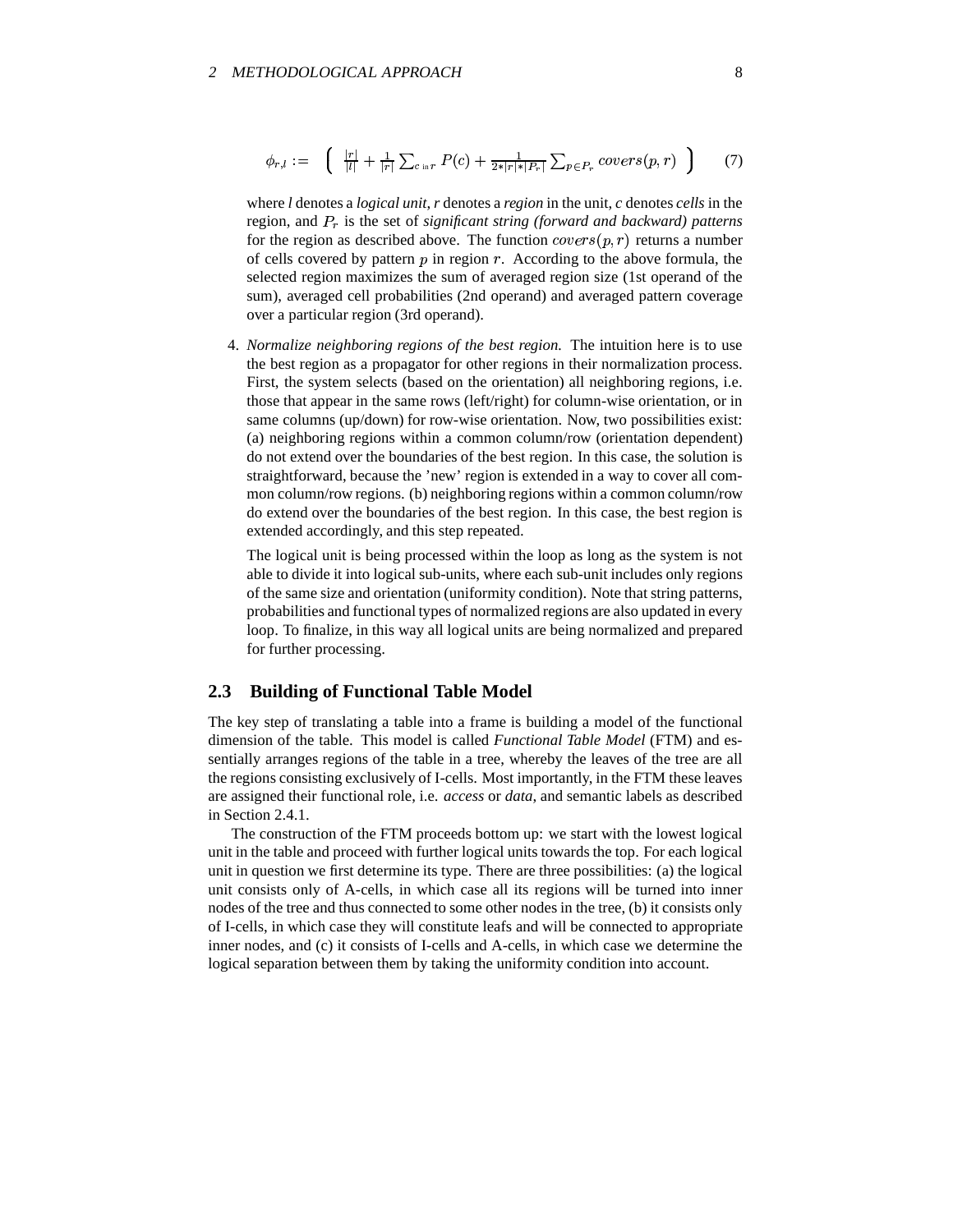$$\phi_{r,l} := \left( \frac{|r|}{|l|} + \frac{1}{|r|} \sum_{c \text{ in } r} P(c) + \frac{1}{2*|r|*|P_r|} \sum_{p \in P_r} covers(p, r) \right) \tag{7}$$

where *l* denotes a *logical unit*, *r* denotes a *region* in the unit, *c* denotes *cells* in the region, and $P_r$ is the set of *significant string (forward and backward) patterns* for the region as described above. The function $covers(p, r)$ returns a number of cells covered by pattern $p$ in region $r$. According to the above formula, the selected region maximizes the sum of averaged region size (1st operand of the sum), averaged cell probabilities (2nd operand) and averaged pattern coverage over a particular region (3rd operand).

4. *Normalize neighboring regions of the best region.* The intuition here is to use the best region as a propagator for other regions in their normalization process. First, the system selects (based on the orientation) all neighboring regions, i.e. those that appear in the same rows (left/right) for column-wise orientation, or in same columns (up/down) for row-wise orientation. Now, two possibilities exist: (a) neighboring regions within a common column/row (orientation dependent) do not extend over the boundaries of the best region. In this case, the solution is straightforward, because the 'new' region is extended in a way to cover all common column/row regions. (b) neighboring regions within a common column/row do extend over the boundaries of the best region. In this case, the best region is extended accordingly, and this step repeated.

   The logical unit is being processed within the loop as long as the system is not able to divide it into logical sub-units, where each sub-unit includes only regions of the same size and orientation (uniformity condition). Note that string patterns, probabilities and functional types of normalized regions are also updated in every loop. To finalize, in this way all logical units are being normalized and prepared for further processing.

## 2.3 Building of Functional Table Model

The key step of translating a table into a frame is building a model of the functional dimension of the table. This model is called *Functional Table Model* (FTM) and essentially arranges regions of the table in a tree, whereby the leaves of the tree are all the regions consisting exclusively of I-cells. Most importantly, in the FTM these leaves are assigned their functional role, i.e. *access* or *data*, and semantic labels as described in Section 2.4.1.

The construction of the FTM proceeds bottom up: we start with the lowest logical unit in the table and proceed with further logical units towards the top. For each logical unit in question we first determine its type. There are three possibilities: (a) the logical unit consists only of A-cells, in which case all its regions will be turned into inner nodes of the tree and thus connected to some other nodes in the tree, (b) it consists only of I-cells, in which case they will constitute leafs and will be connected to appropriate inner nodes, and (c) it consists of I-cells and A-cells, in which case we determine the logical separation between them by taking the uniformity condition into account.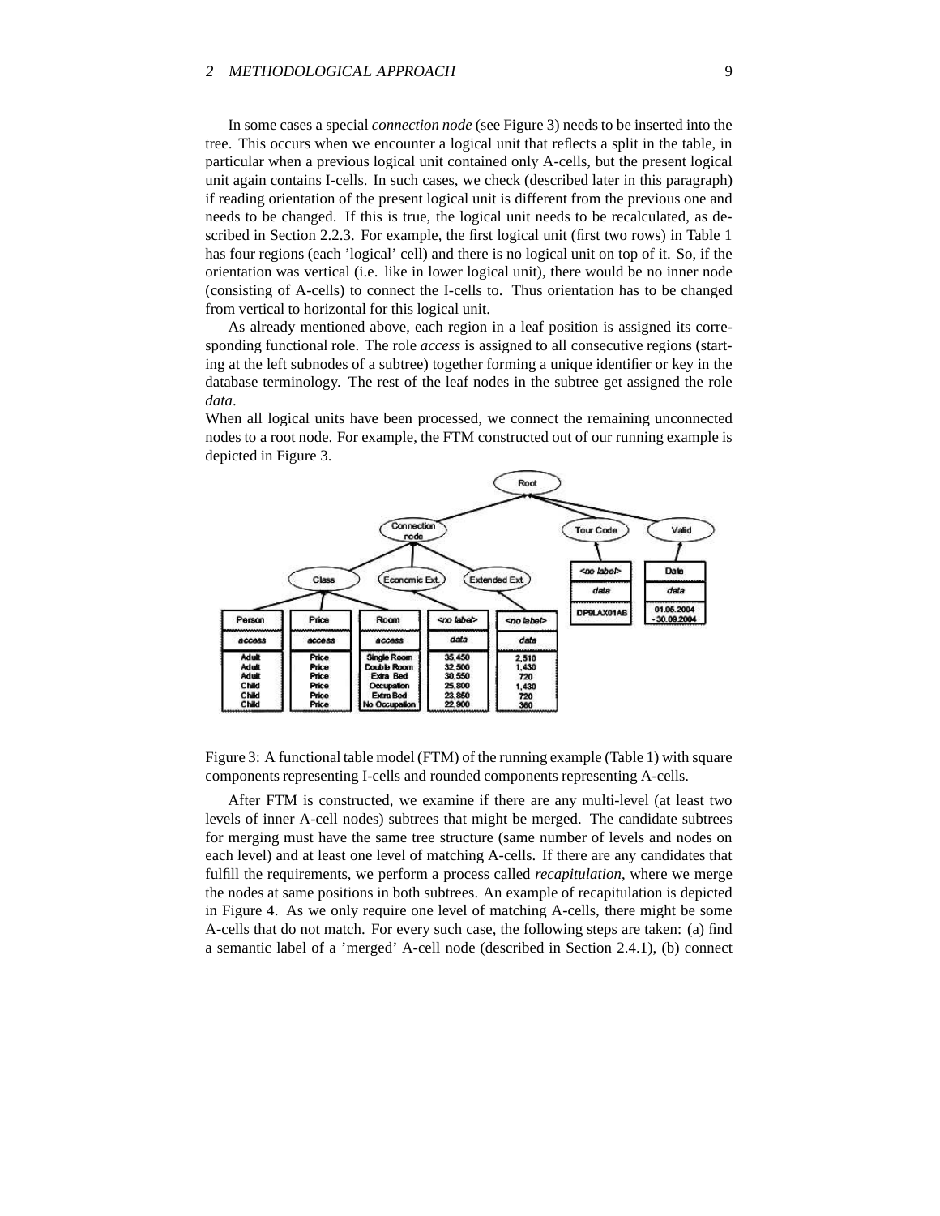In some cases a special *connection node* (see Figure 3) needs to be inserted into the tree. This occurs when we encounter a logical unit that reflects a split in the table, in particular when a previous logical unit contained only A-cells, but the present logical unit again contains I-cells. In such cases, we check (described later in this paragraph) if reading orientation of the present logical unit is different from the previous one and needs to be changed. If this is true, the logical unit needs to be recalculated, as described in Section 2.2.3. For example, the first logical unit (first two rows) in Table 1 has four regions (each 'logical' cell) and there is no logical unit on top of it. So, if the orientation was vertical (i.e. like in lower logical unit), there would be no inner node (consisting of A-cells) to connect the I-cells to. Thus orientation has to be changed from vertical to horizontal for this logical unit.

As already mentioned above, each region in a leaf position is assigned its corresponding functional role. The role *access* is assigned to all consecutive regions (starting at the left subnodes of a subtree) together forming a unique identifier or key in the database terminology. The rest of the leaf nodes in the subtree get assigned the role *data*.

When all logical units have been processed, we connect the remaining unconnected nodes to a root node. For example, the FTM constructed out of our running example is depicted in Figure 3.

Figure 3: A functional table model (FTM) of the running example (Table 1) with square components representing I-cells and rounded components representing A-cells.

After FTM is constructed, we examine if there are any multi-level (at least two levels of inner A-cell nodes) subtrees that might be merged. The candidate subtrees for merging must have the same tree structure (same number of levels and nodes on each level) and at least one level of matching A-cells. If there are any candidates that fulfill the requirements, we perform a process called *recapitulation*, where we merge the nodes at same positions in both subtrees. An example of recapitulation is depicted in Figure 4. As we only require one level of matching A-cells, there might be some A-cells that do not match. For every such case, the following steps are taken: (a) find a semantic label of a 'merged' A-cell node (described in Section 2.4.1), (b) connect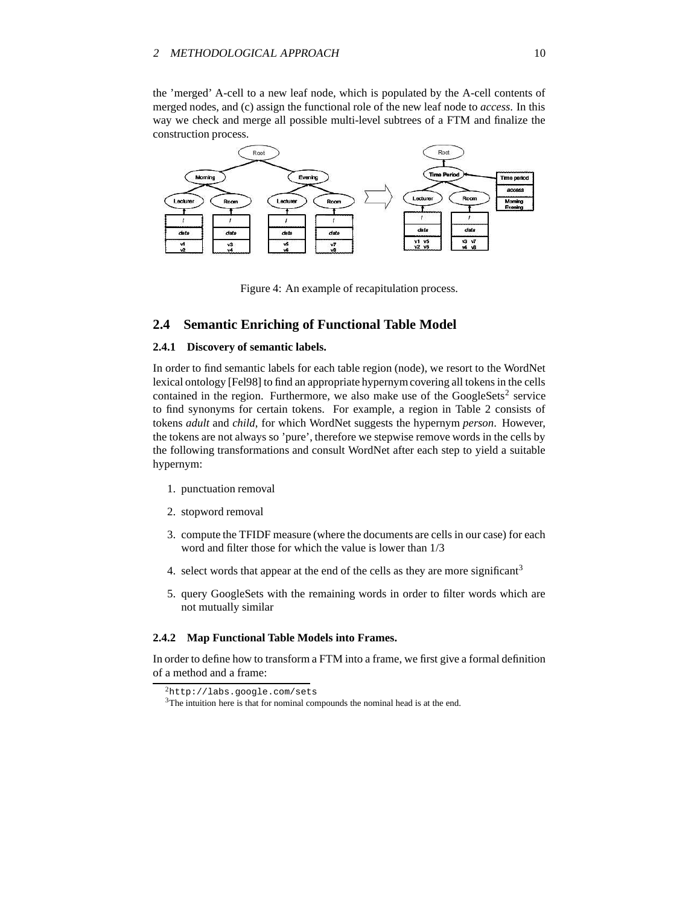the 'merged' A-cell to a new leaf node, which is populated by the A-cell contents of merged nodes, and (c) assign the functional role of the new leaf node to *access*. In this way we check and merge all possible multi-level subtrees of a FTM and finalize the construction process.

Figure 4: An example of recapitulation process.

## 2.4 Semantic Enriching of Functional Table Model

### 2.4.1 Discovery of semantic labels.

In order to find semantic labels for each table region (node), we resort to the WordNet lexical ontology [Fel98] to find an appropriate hypernym covering all tokens in the cells contained in the region. Furthermore, we also make use of the GoogleSets[2] service to find synonyms for certain tokens. For example, a region in Table 2 consists of tokens *adult* and *child*, for which WordNet suggests the hypernym *person*. However, the tokens are not always so 'pure', therefore we stepwise remove words in the cells by the following transformations and consult WordNet after each step to yield a suitable hypernym:

1. punctuation removal
2. stopword removal
3. compute the TFIDF measure (where the documents are cells in our case) for each word and filter those for which the value is lower than 1/3
4. select words that appear at the end of the cells as they are more significant[3]
5. query GoogleSets with the remaining words in order to filter words which are not mutually similar

### 2.4.2 Map Functional Table Models into Frames.

In order to define how to transform a FTM into a frame, we first give a formal definition of a method and a frame:

[2] `http://labs.google.com/sets`

[3] The intuition here is that for nominal compounds the nominal head is at the end.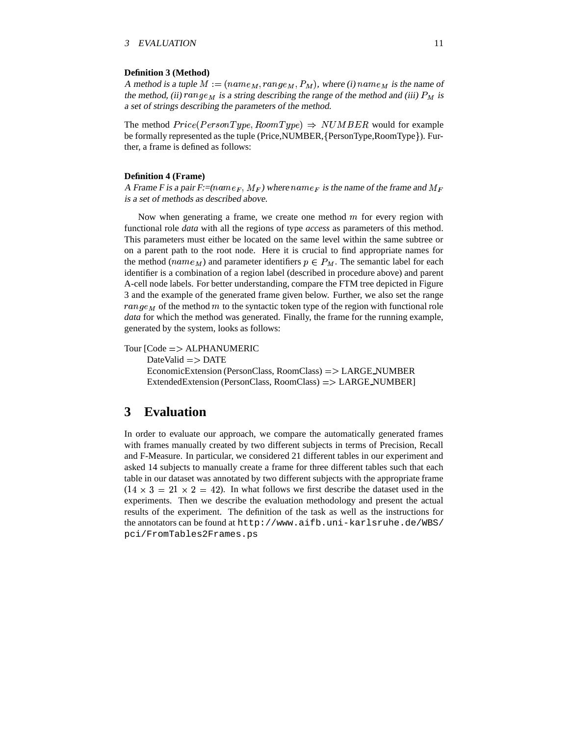**Definition 3 (Method)**

*A method is a tuple* $M := (name_M, range_M, P_M)$*, where (i)* $name_M$ *is the name of the method, (ii)* $range_M$ *is a string describing the range of the method and (iii)* $P_M$ *is a set of strings describing the parameters of the method.*

The method $Price(PersonType, RoomType) \Rightarrow NUMBER$ would for example be formally represented as the tuple (Price,NUMBER,{PersonType,RoomType}). Further, a frame is defined as follows:

**Definition 4 (Frame)**

*A Frame F is a pair F:=(*$name_F$*,* $M_F$*) where* $name_F$ *is the name of the frame and* $M_F$ *is a set of methods as described above.*

Now when generating a frame, we create one method $m$ for every region with functional role *data* with all the regions of type *access* as parameters of this method. This parameters must either be located on the same level within the same subtree or on a parent path to the root node. Here it is crucial to find appropriate names for the method ($name_M$) and parameter identifiers $p \in P_M$. The semantic label for each identifier is a combination of a region label (described in procedure above) and parent A-cell node labels. For better understanding, compare the FTM tree depicted in Figure 3 and the example of the generated frame given below. Further, we also set the range $range_M$ of the method $m$ to the syntactic token type of the region with functional role *data* for which the method was generated. Finally, the frame for the running example, generated by the system, looks as follows:

```
Tour [Code => ALPHANUMERIC
    DateValid => DATE
    EconomicExtension (PersonClass, RoomClass) => LARGE_NUMBER
    ExtendedExtension (PersonClass, RoomClass) => LARGE_NUMBER]
```

# 3 Evaluation

In order to evaluate our approach, we compare the automatically generated frames with frames manually created by two different subjects in terms of Precision, Recall and F-Measure. In particular, we considered 21 different tables in our experiment and asked 14 subjects to manually create a frame for three different tables such that each table in our dataset was annotated by two different subjects with the appropriate frame ($14 \times 3 = 21 \times 2 = 42$). In what follows we first describe the dataset used in the experiments. Then we describe the evaluation methodology and present the actual results of the experiment. The definition of the task as well as the instructions for the annotators can be found at `http://www.aifb.uni-karlsruhe.de/WBS/pci/FromTables2Frames.ps`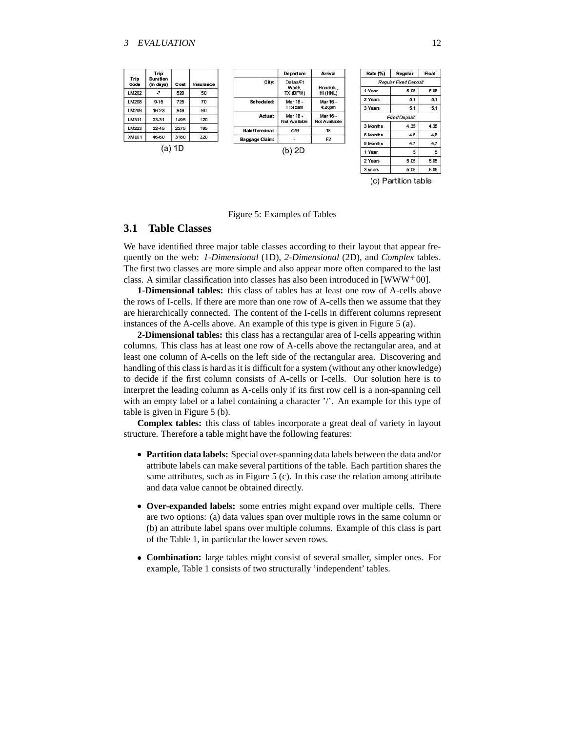| Trip Code | Trip Duration (in days) | Cost | Insurance |
|---|---|---|---|
| LM202 | -7 | 520 | 50 |
| LM208 | 9-15 | 725 | 70 |
| LM209 | 16-23 | 949 | 90 |
| LM311 | 23-31 | 1495 | 120 |
| LM223 | 32-45 | 2275 | 195 |
| XM001 | 46-60 | 3180 | 220 |

(a) 1D

| | Departure | Arrival |
|---|---|---|
| City: | Dallas/Ft Worth, TX (DFW) | Honolulu, HI (HNL) |
| Scheduled: | Mar 16 - 11:45am | Mar 16 - 4:20pm |
| Actual: | Mar 16 - Not Available | Mar 16 - Not Available |
| Gate/Terminal: | A29 | 18 |
| Baggage Claim: | - | F2 |

(b) 2D

| Rate (%) | Regular | Float |
|---|---|---|
| *Regular Fixed Deposit* | | |
| 1 Year | 5,05 | 5,05 |
| 2 Years | 5,1 | 5,1 |
| 3 Years | 5,1 | 5,1 |
| *Fixed Deposit* | | |
| 3 Months | 4,35 | 4,35 |
| 6 Months | 4,6 | 4,6 |
| 9 Months | 4,7 | 4,7 |
| 1 Year | 5 | 5 |
| 2 Years | 5,05 | 5,05 |
| 3 years | 5,05 | 5,05 |

(c) Partition table

Figure 5: Examples of Tables

## 3.1 Table Classes

We have identified three major table classes according to their layout that appear frequently on the web: *1-Dimensional* (1D), *2-Dimensional* (2D), and *Complex* tables. The first two classes are more simple and also appear more often compared to the last class. A similar classification into classes has also been introduced in [WWW+00].

**1-Dimensional tables:** this class of tables has at least one row of A-cells above the rows of I-cells. If there are more than one row of A-cells then we assume that they are hierarchically connected. The content of the I-cells in different columns represent instances of the A-cells above. An example of this type is given in Figure 5 (a).

**2-Dimensional tables:** this class has a rectangular area of I-cells appearing within columns. This class has at least one row of A-cells above the rectangular area, and at least one column of A-cells on the left side of the rectangular area. Discovering and handling of this class is hard as it is difficult for a system (without any other knowledge) to decide if the first column consists of A-cells or I-cells. Our solution here is to interpret the leading column as A-cells only if its first row cell is a non-spanning cell with an empty label or a label containing a character '/'. An example for this type of table is given in Figure 5 (b).

**Complex tables:** this class of tables incorporate a great deal of variety in layout structure. Therefore a table might have the following features:

- **Partition data labels:** Special over-spanning data labels between the data and/or attribute labels can make several partitions of the table. Each partition shares the same attributes, such as in Figure 5 (c). In this case the relation among attribute and data value cannot be obtained directly.
- **Over-expanded labels:** some entries might expand over multiple cells. There are two options: (a) data values span over multiple rows in the same column or (b) an attribute label spans over multiple columns. Example of this class is part of the Table 1, in particular the lower seven rows.
- **Combination:** large tables might consist of several smaller, simpler ones. For example, Table 1 consists of two structurally 'independent' tables.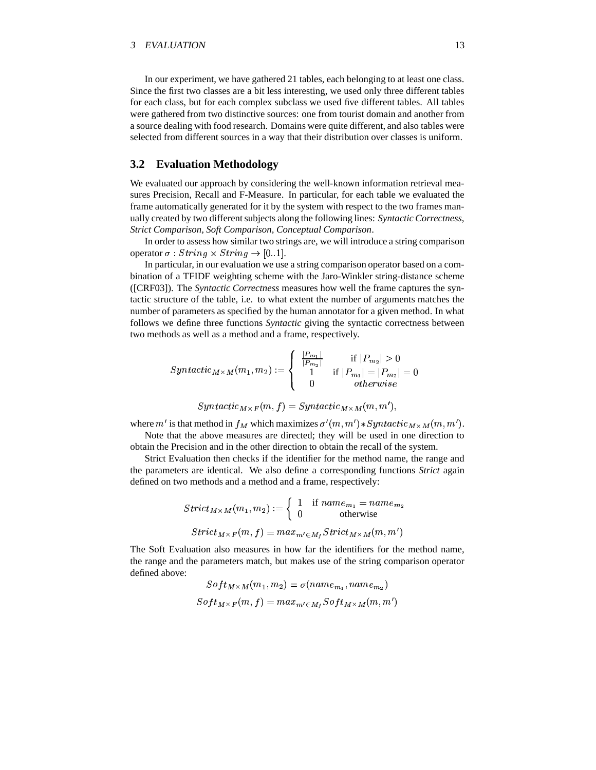In our experiment, we have gathered 21 tables, each belonging to at least one class. Since the first two classes are a bit less interesting, we used only three different tables for each class, but for each complex subclass we used five different tables. All tables were gathered from two distinctive sources: one from tourist domain and another from a source dealing with food research. Domains were quite different, and also tables were selected from different sources in a way that their distribution over classes is uniform.

## 3.2 Evaluation Methodology

We evaluated our approach by considering the well-known information retrieval measures Precision, Recall and F-Measure. In particular, for each table we evaluated the frame automatically generated for it by the system with respect to the two frames manually created by two different subjects along the following lines: *Syntactic Correctness, Strict Comparison, Soft Comparison, Conceptual Comparison*.

In order to assess how similar two strings are, we will introduce a string comparison operator $\sigma : String \times String \rightarrow [0..1]$.

In particular, in our evaluation we use a string comparison operator based on a combination of a TFIDF weighting scheme with the Jaro-Winkler string-distance scheme ([CRF03]). The *Syntactic Correctness* measures how well the frame captures the syntactic structure of the table, i.e. to what extent the number of arguments matches the number of parameters as specified by the human annotator for a given method. In what follows we define three functions *Syntactic* giving the syntactic correctness between two methods as well as a method and a frame, respectively.

$$Syntactic_{M \times M}(m_1, m_2) := \begin{cases} \frac{|P_{m_1}|}{|P_{m_2}|} & \text{if } |P_{m_2}| > 0 \\ 1 & \text{if } |P_{m_1}| = |P_{m_2}| = 0 \\ 0 & otherwise \end{cases}$$

$$Syntactic_{M \times F}(m, f) = Syntactic_{M \times M}(m, m'),$$

where $m'$ is that method in $f_M$ which maximizes $\sigma'(m, m') * Syntactic_{M \times M}(m, m')$.

Note that the above measures are directed; they will be used in one direction to obtain the Precision and in the other direction to obtain the recall of the system.

Strict Evaluation then checks if the identifier for the method name, the range and the parameters are identical. We also define a corresponding functions *Strict* again defined on two methods and a method and a frame, respectively:

$$Strict_{M \times M}(m_1, m_2) := \begin{cases} 1 & \text{if } name_{m_1} = name_{m_2} \\ 0 & \text{otherwise} \end{cases}$$

$$Strict_{M \times F}(m, f) = max_{m' \in M_f} Strict_{M \times M}(m, m')$$

The Soft Evaluation also measures in how far the identifiers for the method name, the range and the parameters match, but makes use of the string comparison operator defined above:

$$Soft_{M \times M}(m_1, m_2) = \sigma(name_{m_1}, name_{m_2})$$

$$Soft_{M \times F}(m, f) = max_{m' \in M_f} Soft_{M \times M}(m, m')$$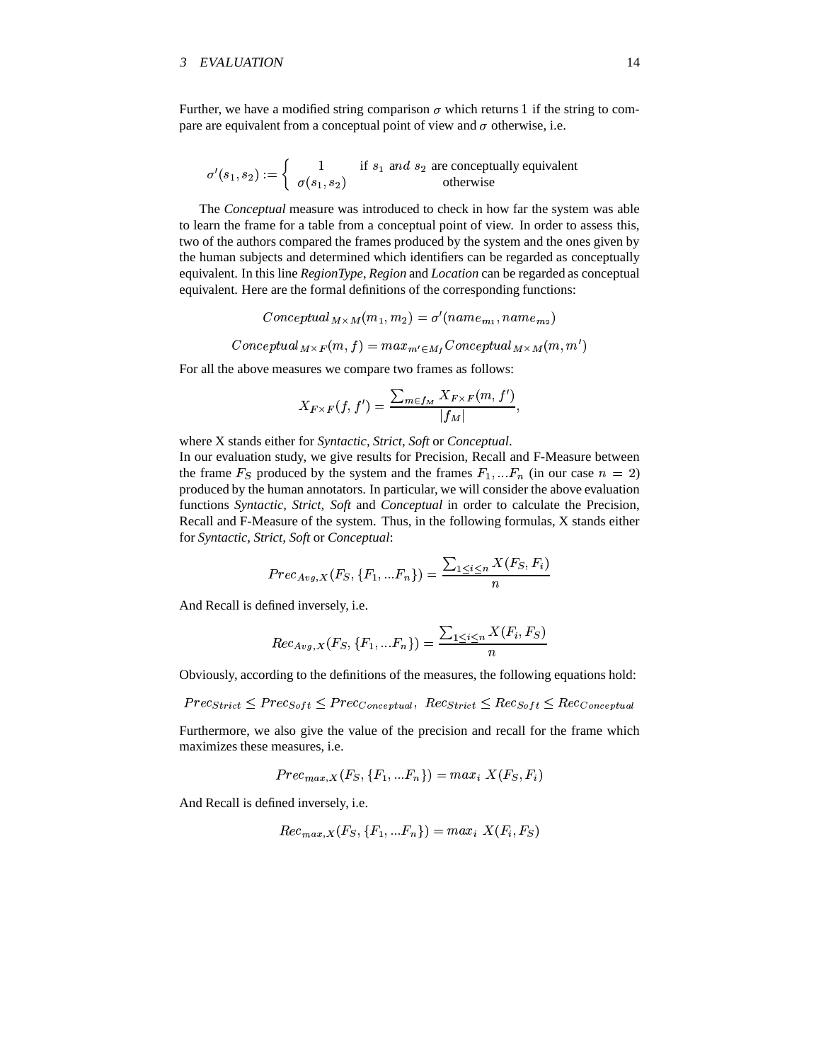Further, we have a modified string comparison $\sigma$ which returns 1 if the string to compare are equivalent from a conceptual point of view and $\sigma$ otherwise, i.e.

$$\sigma'(s_1, s_2) := \begin{cases} 1 & \text{if } s_1 \text{ and } s_2 \text{ are conceptually equivalent} \\ \sigma(s_1, s_2) & \text{otherwise} \end{cases}$$

The *Conceptual* measure was introduced to check in how far the system was able to learn the frame for a table from a conceptual point of view. In order to assess this, two of the authors compared the frames produced by the system and the ones given by the human subjects and determined which identifiers can be regarded as conceptually equivalent. In this line *RegionType*, *Region* and *Location* can be regarded as conceptual equivalent. Here are the formal definitions of the corresponding functions:

$$Conceptual_{M \times M}(m_1, m_2) = \sigma'(name_{m_1}, name_{m_2})$$

$$Conceptual_{M \times F}(m, f) = max_{m' \in M_f} Conceptual_{M \times M}(m, m')$$

For all the above measures we compare two frames as follows:

$$X_{F \times F}(f, f') = \frac{\sum_{m \in f_M} X_{F \times F}(m, f')}{|f_M|},$$

where X stands either for *Syntactic*, *Strict*, *Soft* or *Conceptual*.
In our evaluation study, we give results for Precision, Recall and F-Measure between the frame $F_S$ produced by the system and the frames $F_1, ...F_n$ (in our case $n = 2$) produced by the human annotators. In particular, we will consider the above evaluation functions *Syntactic, Strict, Soft* and *Conceptual* in order to calculate the Precision, Recall and F-Measure of the system. Thus, in the following formulas, X stands either for *Syntactic, Strict, Soft* or *Conceptual*:

$$Prec_{Avg,X}(F_S, \{F_1, ...F_n\}) = \frac{\sum_{1 \leq i \leq n} X(F_S, F_i)}{n}$$

And Recall is defined inversely, i.e.

$$Rec_{Avg,X}(F_S, \{F_1, ...F_n\}) = \frac{\sum_{1 \leq i \leq n} X(F_i, F_S)}{n}$$

Obviously, according to the definitions of the measures, the following equations hold:

$$Prec_{Strict} \leq Prec_{Soft} \leq Prec_{Conceptual}, \;\; Rec_{Strict} \leq Rec_{Soft} \leq Rec_{Conceptual}$$

Furthermore, we also give the value of the precision and recall for the frame which maximizes these measures, i.e.

$$Prec_{max,X}(F_S, \{F_1, ...F_n\}) = max_i \; X(F_S, F_i)$$

And Recall is defined inversely, i.e.

$$Rec_{max,X}(F_S, \{F_1, ...F_n\}) = max_i \; X(F_i, F_S)$$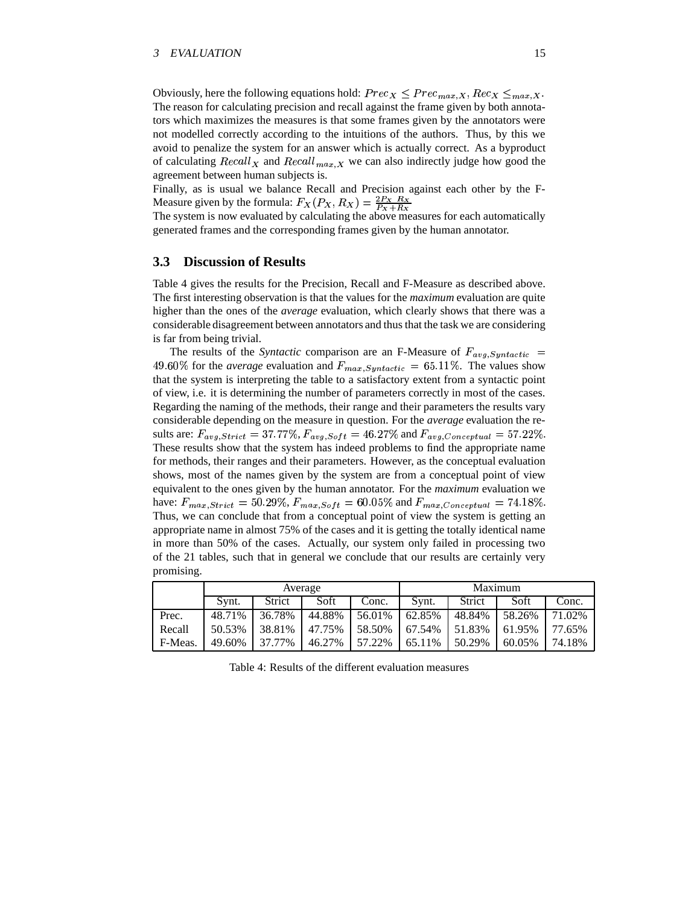Obviously, here the following equations hold: $Prec_X \leq Prec_{max,X}$, $Rec_X \leq_{max,X}$. The reason for calculating precision and recall against the frame given by both annotators which maximizes the measures is that some frames given by the annotators were not modelled correctly according to the intuitions of the authors. Thus, by this we avoid to penalize the system for an answer which is actually correct. As a byproduct of calculating $Recall_X$ and $Recall_{max,X}$ we can also indirectly judge how good the agreement between human subjects is.

Finally, as is usual we balance Recall and Precision against each other by the F-Measure given by the formula: $F_X(P_X, R_X) = \frac{2P_X \; R_X}{P_X + R_X}$

The system is now evaluated by calculating the above measures for each automatically generated frames and the corresponding frames given by the human annotator.

### 3.3 Discussion of Results

Table 4 gives the results for the Precision, Recall and F-Measure as described above. The first interesting observation is that the values for the *maximum* evaluation are quite higher than the ones of the *average* evaluation, which clearly shows that there was a considerable disagreement between annotators and thus that the task we are considering is far from being trivial.

The results of the *Syntactic* comparison are an F-Measure of $F_{avg,Syntactic} = 49.60\%$ for the *average* evaluation and $F_{max,Syntactic} = 65.11\%$. The values show that the system is interpreting the table to a satisfactory extent from a syntactic point of view, i.e. it is determining the number of parameters correctly in most of the cases. Regarding the naming of the methods, their range and their parameters the results vary considerable depending on the measure in question. For the *average* evaluation the results are: $F_{avg,Strict} = 37.77\%$, $F_{avg,Soft} = 46.27\%$ and $F_{avg,Conceptual} = 57.22\%$. These results show that the system has indeed problems to find the appropriate name for methods, their ranges and their parameters. However, as the conceptual evaluation shows, most of the names given by the system are from a conceptual point of view equivalent to the ones given by the human annotator. For the *maximum* evaluation we have: $F_{max,Strict} = 50.29\%$, $F_{max,Soft} = 60.05\%$ and $F_{max,Conceptual} = 74.18\%$. Thus, we can conclude that from a conceptual point of view the system is getting an appropriate name in almost 75% of the cases and it is getting the totally identical name in more than 50% of the cases. Actually, our system only failed in processing two of the 21 tables, such that in general we conclude that our results are certainly very promising.

| | Average | | | | Maximum | | | |
|---|---|---|---|---|---|---|---|---|
| | Synt. | Strict | Soft | Conc. | Synt. | Strict | Soft | Conc. |
| Prec. | 48.71% | 36.78% | 44.88% | 56.01% | 62.85% | 48.84% | 58.26% | 71.02% |
| Recall | 50.53% | 38.81% | 47.75% | 58.50% | 67.54% | 51.83% | 61.95% | 77.65% |
| F-Meas. | 49.60% | 37.77% | 46.27% | 57.22% | 65.11% | 50.29% | 60.05% | 74.18% |

Table 4: Results of the different evaluation measures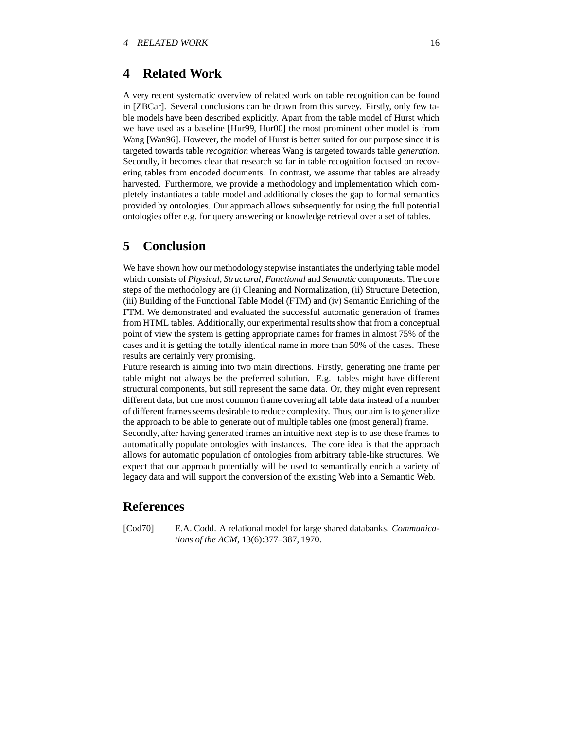# 4 Related Work

A very recent systematic overview of related work on table recognition can be found in [ZBCar]. Several conclusions can be drawn from this survey. Firstly, only few table models have been described explicitly. Apart from the table model of Hurst which we have used as a baseline [Hur99, Hur00] the most prominent other model is from Wang [Wan96]. However, the model of Hurst is better suited for our purpose since it is targeted towards table *recognition* whereas Wang is targeted towards table *generation*. Secondly, it becomes clear that research so far in table recognition focused on recovering tables from encoded documents. In contrast, we assume that tables are already harvested. Furthermore, we provide a methodology and implementation which completely instantiates a table model and additionally closes the gap to formal semantics provided by ontologies. Our approach allows subsequently for using the full potential ontologies offer e.g. for query answering or knowledge retrieval over a set of tables.

# 5 Conclusion

We have shown how our methodology stepwise instantiates the underlying table model which consists of *Physical*, *Structural*, *Functional* and *Semantic* components. The core steps of the methodology are (i) Cleaning and Normalization, (ii) Structure Detection, (iii) Building of the Functional Table Model (FTM) and (iv) Semantic Enriching of the FTM. We demonstrated and evaluated the successful automatic generation of frames from HTML tables. Additionally, our experimental results show that from a conceptual point of view the system is getting appropriate names for frames in almost 75% of the cases and it is getting the totally identical name in more than 50% of the cases. These results are certainly very promising.

Future research is aiming into two main directions. Firstly, generating one frame per table might not always be the preferred solution. E.g. tables might have different structural components, but still represent the same data. Or, they might even represent different data, but one most common frame covering all table data instead of a number of different frames seems desirable to reduce complexity. Thus, our aim is to generalize the approach to be able to generate out of multiple tables one (most general) frame.

Secondly, after having generated frames an intuitive next step is to use these frames to automatically populate ontologies with instances. The core idea is that the approach allows for automatic population of ontologies from arbitrary table-like structures. We expect that our approach potentially will be used to semantically enrich a variety of legacy data and will support the conversion of the existing Web into a Semantic Web.

# References

[Cod70] E.A. Codd. A relational model for large shared databanks. *Communications of the ACM*, 13(6):377–387, 1970.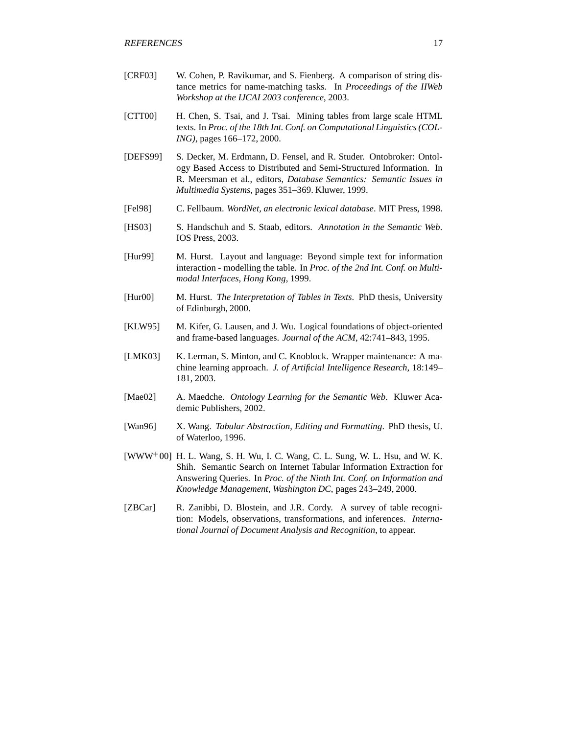[CRF03] W. Cohen, P. Ravikumar, and S. Fienberg. A comparison of string distance metrics for name-matching tasks. In *Proceedings of the IIWeb Workshop at the IJCAI 2003 conference*, 2003.

[CTT00] H. Chen, S. Tsai, and J. Tsai. Mining tables from large scale HTML texts. In *Proc. of the 18th Int. Conf. on Computational Linguistics (COLING)*, pages 166–172, 2000.

[DEFS99] S. Decker, M. Erdmann, D. Fensel, and R. Studer. Ontobroker: Ontology Based Access to Distributed and Semi-Structured Information. In R. Meersman et al., editors, *Database Semantics: Semantic Issues in Multimedia Systems*, pages 351–369. Kluwer, 1999.

[Fel98] C. Fellbaum. *WordNet, an electronic lexical database*. MIT Press, 1998.

[HS03] S. Handschuh and S. Staab, editors. *Annotation in the Semantic Web*. IOS Press, 2003.

[Hur99] M. Hurst. Layout and language: Beyond simple text for information interaction - modelling the table. In *Proc. of the 2nd Int. Conf. on Multimodal Interfaces, Hong Kong*, 1999.

[Hur00] M. Hurst. *The Interpretation of Tables in Texts*. PhD thesis, University of Edinburgh, 2000.

[KLW95] M. Kifer, G. Lausen, and J. Wu. Logical foundations of object-oriented and frame-based languages. *Journal of the ACM*, 42:741–843, 1995.

[LMK03] K. Lerman, S. Minton, and C. Knoblock. Wrapper maintenance: A machine learning approach. *J. of Artificial Intelligence Research*, 18:149–181, 2003.

[Mae02] A. Maedche. *Ontology Learning for the Semantic Web*. Kluwer Academic Publishers, 2002.

[Wan96] X. Wang. *Tabular Abstraction, Editing and Formatting*. PhD thesis, U. of Waterloo, 1996.

[WWW+00] H. L. Wang, S. H. Wu, I. C. Wang, C. L. Sung, W. L. Hsu, and W. K. Shih. Semantic Search on Internet Tabular Information Extraction for Answering Queries. In *Proc. of the Ninth Int. Conf. on Information and Knowledge Management, Washington DC*, pages 243–249, 2000.

[ZBCar] R. Zanibbi, D. Blostein, and J.R. Cordy. A survey of table recognition: Models, observations, transformations, and inferences. *International Journal of Document Analysis and Recognition*, to appear.